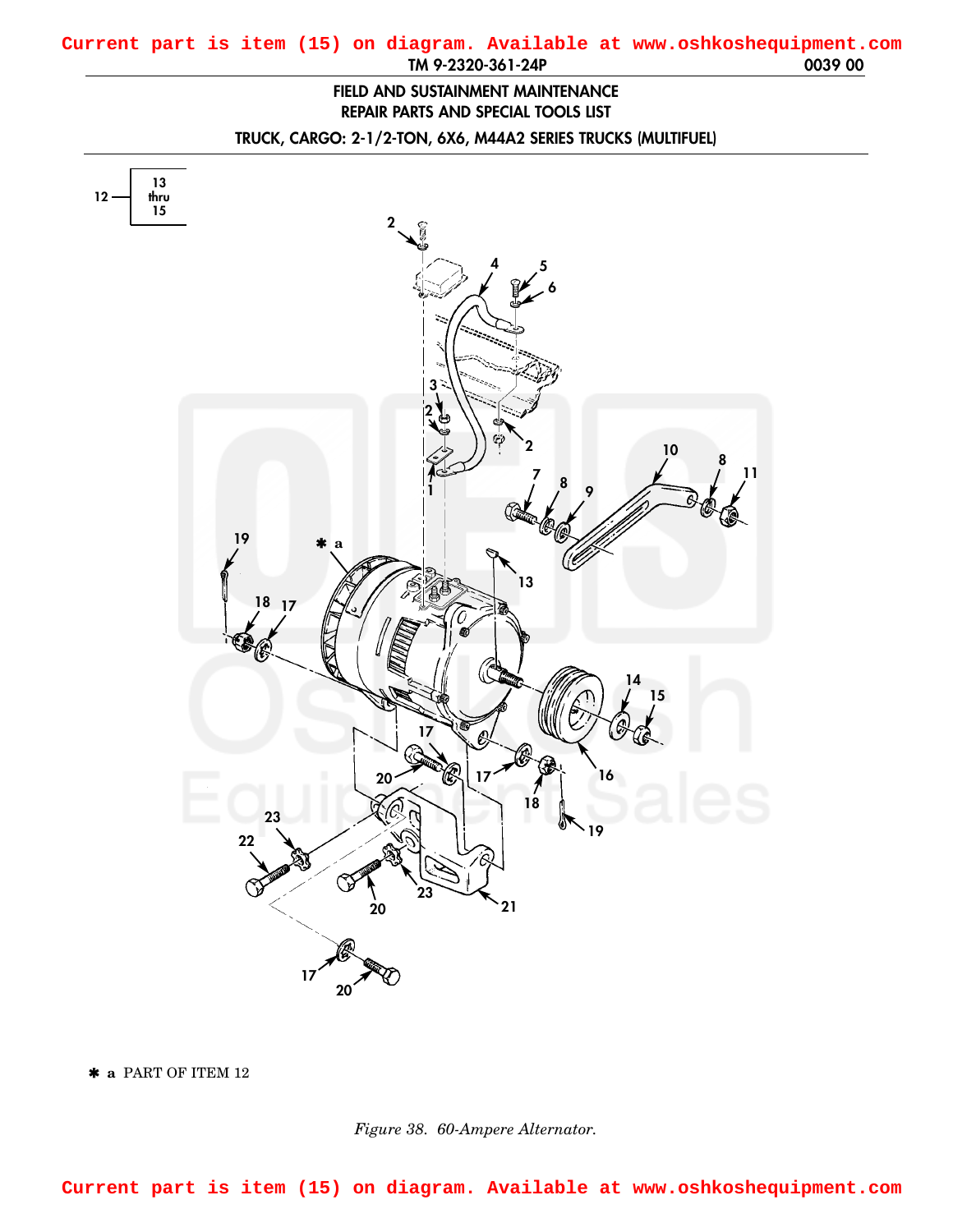Current part is item (15) on diagram. Available at www.oshkoshequipment.com

FIELD AND SUSTAINMENT MAINTENANCE
REPAIR PARTS AND SPECIAL TOOLS LIST

TRUCK, CARGO: 2-1/2-TON, 6X6, M44A2 SERIES TRUCKS (MULTIFUEL)

✱ a PART OF ITEM 12

*Figure 38. 60-Ampere Alternator.*

Current part is item (15) on diagram. Available at www.oshkoshequipment.com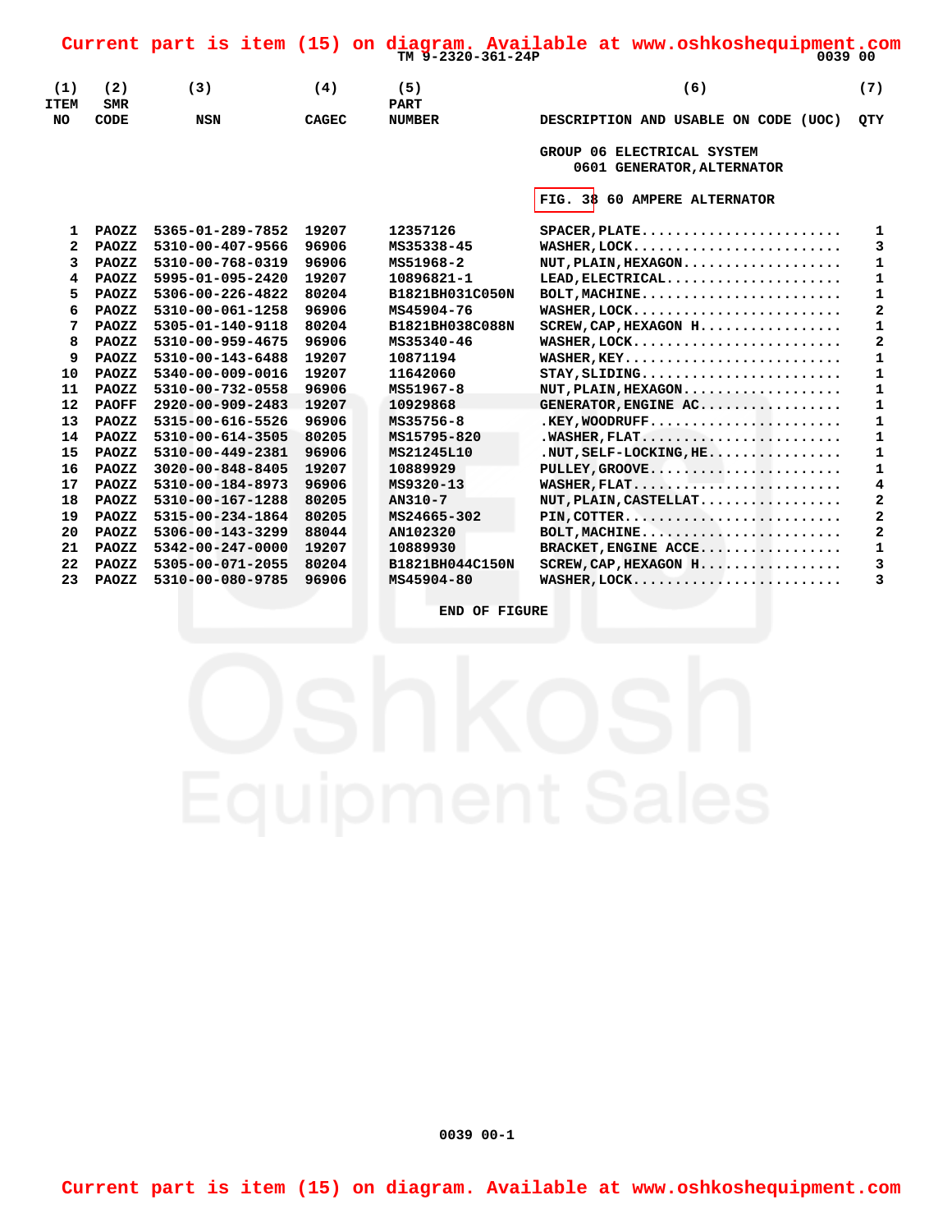Current part is item (15) on diagram. Available at www.oshkoshequipment.com

| (1) ITEM NO | (2) SMR CODE | (3) NSN | (4) CAGEC | (5) PART NUMBER | (6) DESCRIPTION AND USABLE ON CODE (UOC) | (7) QTY |
|---|---|---|---|---|---|---|
| | | | | | GROUP 06 ELECTRICAL SYSTEM | |
| | | | | | 0601 GENERATOR,ALTERNATOR | |
| | | | | | FIG. 38 60 AMPERE ALTERNATOR | |
| 1 | PAOZZ | 5365-01-289-7852 | 19207 | 12357126 | SPACER,PLATE........................ | 1 |
| 2 | PAOZZ | 5310-00-407-9566 | 96906 | MS35338-45 | WASHER,LOCK......................... | 3 |
| 3 | PAOZZ | 5310-00-768-0319 | 96906 | MS51968-2 | NUT,PLAIN,HEXAGON................... | 1 |
| 4 | PAOZZ | 5995-01-095-2420 | 19207 | 10896821-1 | LEAD,ELECTRICAL..................... | 1 |
| 5 | PAOZZ | 5306-00-226-4822 | 80204 | B1821BH031C050N | BOLT,MACHINE........................ | 1 |
| 6 | PAOZZ | 5310-00-061-1258 | 96906 | MS45904-76 | WASHER,LOCK......................... | 2 |
| 7 | PAOZZ | 5305-01-140-9118 | 80204 | B1821BH038C088N | SCREW,CAP,HEXAGON H................. | 1 |
| 8 | PAOZZ | 5310-00-959-4675 | 96906 | MS35340-46 | WASHER,LOCK......................... | 2 |
| 9 | PAOZZ | 5310-00-143-6488 | 19207 | 10871194 | WASHER,KEY.......................... | 1 |
| 10 | PAOZZ | 5340-00-009-0016 | 19207 | 11642060 | STAY,SLIDING........................ | 1 |
| 11 | PAOZZ | 5310-00-732-0558 | 96906 | MS51967-8 | NUT,PLAIN,HEXAGON................... | 1 |
| 12 | PAOFF | 2920-00-909-2483 | 19207 | 10929868 | GENERATOR,ENGINE AC................. | 1 |
| 13 | PAOZZ | 5315-00-616-5526 | 96906 | MS35756-8 | .KEY,WOODRUFF....................... | 1 |
| 14 | PAOZZ | 5310-00-614-3505 | 80205 | MS15795-820 | .WASHER,FLAT........................ | 1 |
| 15 | PAOZZ | 5310-00-449-2381 | 96906 | MS21245L10 | .NUT,SELF-LOCKING,HE................ | 1 |
| 16 | PAOZZ | 3020-00-848-8405 | 19207 | 10889929 | PULLEY,GROOVE....................... | 1 |
| 17 | PAOZZ | 5310-00-184-8973 | 96906 | MS9320-13 | WASHER,FLAT......................... | 4 |
| 18 | PAOZZ | 5310-00-167-1288 | 80205 | AN310-7 | NUT,PLAIN,CASTELLAT................. | 2 |
| 19 | PAOZZ | 5315-00-234-1864 | 80205 | MS24665-302 | PIN,COTTER.......................... | 2 |
| 20 | PAOZZ | 5306-00-143-3299 | 88044 | AN102320 | BOLT,MACHINE........................ | 2 |
| 21 | PAOZZ | 5342-00-247-0000 | 19207 | 10889930 | BRACKET,ENGINE ACCE................. | 1 |
| 22 | PAOZZ | 5305-00-071-2055 | 80204 | B1821BH044C150N | SCREW,CAP,HEXAGON H................. | 3 |
| 23 | PAOZZ | 5310-00-080-9785 | 96906 | MS45904-80 | WASHER,LOCK......................... | 3 |

END OF FIGURE

Current part is item (15) on diagram. Available at www.oshkoshequipment.com